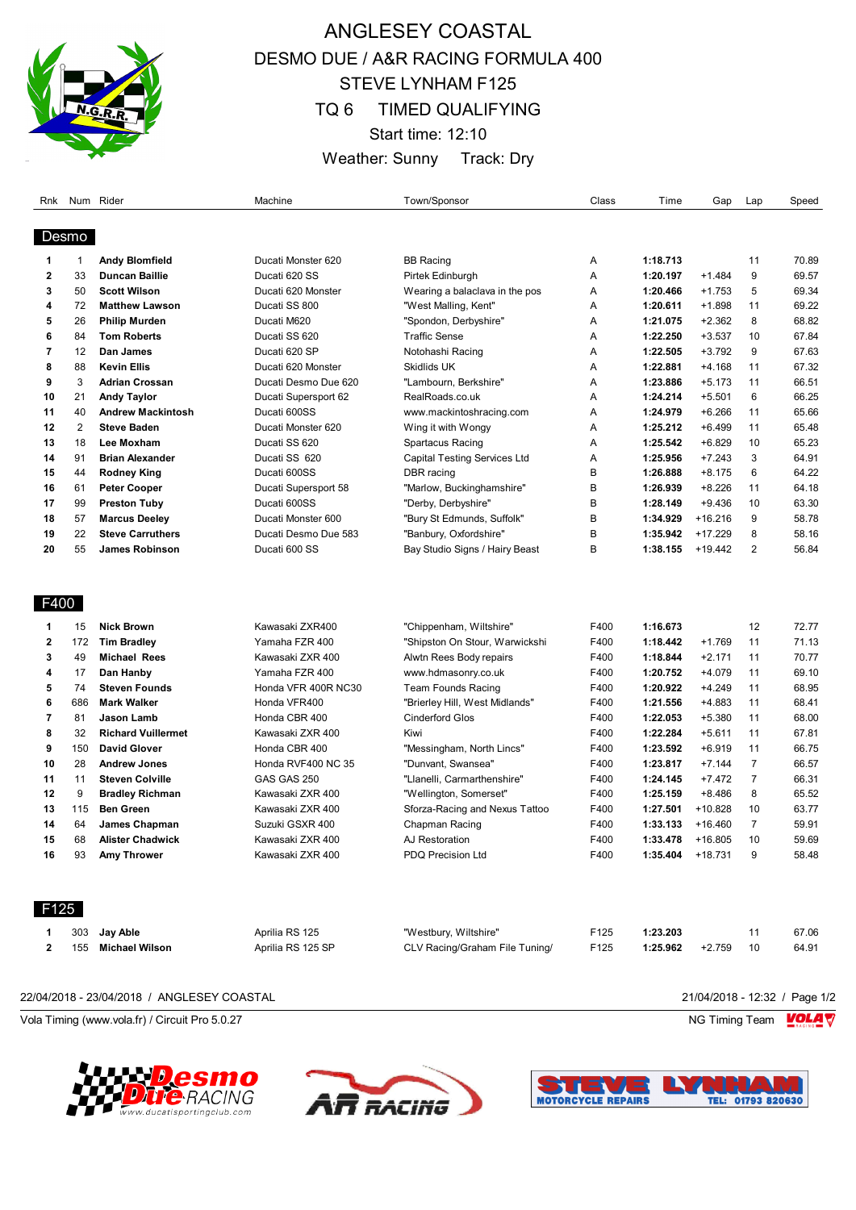# ANGLESEY COASTAL

## DESMO DUE / A&R RACING FORMULA 400

## STEVE LYNHAM F125

## TQ 6 TIMED QUALIFYING

Start time: 12:10

Weather: Sunny Track: Dry

### Desmo

| Rnk | Num | Rider | Machine | Town/Sponsor | Class | Time | Gap | Lap | Speed |
|---|---|---|---|---|---|---|---|---|---|
| 1 | 1 | **Andy Blomfield** | Ducati Monster 620 | BB Racing | A | **1:18.713** | | 11 | 70.89 |
| 2 | 33 | **Duncan Baillie** | Ducati 620 SS | Pirtek Edinburgh | A | **1:20.197** | +1.484 | 9 | 69.57 |
| 3 | 50 | **Scott Wilson** | Ducati 620 Monster | Wearing a balaclava in the pos | A | **1:20.466** | +1.753 | 5 | 69.34 |
| 4 | 72 | **Matthew Lawson** | Ducati SS 800 | "West Malling, Kent" | A | **1:20.611** | +1.898 | 11 | 69.22 |
| 5 | 26 | **Philip Murden** | Ducati M620 | "Spondon, Derbyshire" | A | **1:21.075** | +2.362 | 8 | 68.82 |
| 6 | 84 | **Tom Roberts** | Ducati SS 620 | Traffic Sense | A | **1:22.250** | +3.537 | 10 | 67.84 |
| 7 | 12 | **Dan James** | Ducati 620 SP | Notohashi Racing | A | **1:22.505** | +3.792 | 9 | 67.63 |
| 8 | 88 | **Kevin Ellis** | Ducati 620 Monster | Skidlids UK | A | **1:22.881** | +4.168 | 11 | 67.32 |
| 9 | 3 | **Adrian Crossan** | Ducati Desmo Due 620 | "Lambourn, Berkshire" | A | **1:23.886** | +5.173 | 11 | 66.51 |
| 10 | 21 | **Andy Taylor** | Ducati Supersport 62 | RealRoads.co.uk | A | **1:24.214** | +5.501 | 6 | 66.25 |
| 11 | 40 | **Andrew Mackintosh** | Ducati 600SS | www.mackintoshracing.com | A | **1:24.979** | +6.266 | 11 | 65.66 |
| 12 | 2 | **Steve Baden** | Ducati Monster 620 | Wing it with Wongy | A | **1:25.212** | +6.499 | 11 | 65.48 |
| 13 | 18 | **Lee Moxham** | Ducati SS 620 | Spartacus Racing | A | **1:25.542** | +6.829 | 10 | 65.23 |
| 14 | 91 | **Brian Alexander** | Ducati SS 620 | Capital Testing Services Ltd | A | **1:25.956** | +7.243 | 3 | 64.91 |
| 15 | 44 | **Rodney King** | Ducati 600SS | DBR racing | B | **1:26.888** | +8.175 | 6 | 64.22 |
| 16 | 61 | **Peter Cooper** | Ducati Supersport 58 | "Marlow, Buckinghamshire" | B | **1:26.939** | +8.226 | 11 | 64.18 |
| 17 | 99 | **Preston Tuby** | Ducati 600SS | "Derby, Derbyshire" | B | **1:28.149** | +9.436 | 10 | 63.30 |
| 18 | 57 | **Marcus Deeley** | Ducati Monster 600 | "Bury St Edmunds, Suffolk" | B | **1:34.929** | +16.216 | 9 | 58.78 |
| 19 | 22 | **Steve Carruthers** | Ducati Desmo Due 583 | "Banbury, Oxfordshire" | B | **1:35.942** | +17.229 | 8 | 58.16 |
| 20 | 55 | **James Robinson** | Ducati 600 SS | Bay Studio Signs / Hairy Beast | B | **1:38.155** | +19.442 | 2 | 56.84 |

### F400

| Rnk | Num | Rider | Machine | Town/Sponsor | Class | Time | Gap | Lap | Speed |
|---|---|---|---|---|---|---|---|---|---|
| 1 | 15 | **Nick Brown** | Kawasaki ZXR400 | "Chippenham, Wiltshire" | F400 | **1:16.673** | | 12 | 72.77 |
| 2 | 172 | **Tim Bradley** | Yamaha FZR 400 | "Shipston On Stour, Warwickshi | F400 | **1:18.442** | +1.769 | 11 | 71.13 |
| 3 | 49 | **Michael Rees** | Kawasaki ZXR 400 | Alwtn Rees Body repairs | F400 | **1:18.844** | +2.171 | 11 | 70.77 |
| 4 | 17 | **Dan Hanby** | Yamaha FZR 400 | www.hdmasonry.co.uk | F400 | **1:20.752** | +4.079 | 11 | 69.10 |
| 5 | 74 | **Steven Founds** | Honda VFR 400R NC30 | Team Founds Racing | F400 | **1:20.922** | +4.249 | 11 | 68.95 |
| 6 | 686 | **Mark Walker** | Honda VFR400 | "Brierley Hill, West Midlands" | F400 | **1:21.556** | +4.883 | 11 | 68.41 |
| 7 | 81 | **Jason Lamb** | Honda CBR 400 | Cinderford Glos | F400 | **1:22.053** | +5.380 | 11 | 68.00 |
| 8 | 32 | **Richard Vuillermet** | Kawasaki ZXR 400 | Kiwi | F400 | **1:22.284** | +5.611 | 11 | 67.81 |
| 9 | 150 | **David Glover** | Honda CBR 400 | "Messingham, North Lincs" | F400 | **1:23.592** | +6.919 | 11 | 66.75 |
| 10 | 28 | **Andrew Jones** | Honda RVF400 NC 35 | "Dunvant, Swansea" | F400 | **1:23.817** | +7.144 | 7 | 66.57 |
| 11 | 11 | **Steven Colville** | GAS GAS 250 | "Llanelli, Carmarthenshire" | F400 | **1:24.145** | +7.472 | 7 | 66.31 |
| 12 | 9 | **Bradley Richman** | Kawasaki ZXR 400 | "Wellington, Somerset" | F400 | **1:25.159** | +8.486 | 8 | 65.52 |
| 13 | 115 | **Ben Green** | Kawasaki ZXR 400 | Sforza-Racing and Nexus Tattoo | F400 | **1:27.501** | +10.828 | 10 | 63.77 |
| 14 | 64 | **James Chapman** | Suzuki GSXR 400 | Chapman Racing | F400 | **1:33.133** | +16.460 | 7 | 59.91 |
| 15 | 68 | **Alister Chadwick** | Kawasaki ZXR 400 | AJ Restoration | F400 | **1:33.478** | +16.805 | 10 | 59.69 |
| 16 | 93 | **Amy Thrower** | Kawasaki ZXR 400 | PDQ Precision Ltd | F400 | **1:35.404** | +18.731 | 9 | 58.48 |

### F125

| Rnk | Num | Rider | Machine | Town/Sponsor | Class | Time | Gap | Lap | Speed |
|---|---|---|---|---|---|---|---|---|---|
| 1 | 303 | **Jay Able** | Aprilia RS 125 | "Westbury, Wiltshire" | F125 | **1:23.203** | | 11 | 67.06 |
| 2 | 155 | **Michael Wilson** | Aprilia RS 125 SP | CLV Racing/Graham File Tuning/ | F125 | **1:25.962** | +2.759 | 10 | 64.91 |

22/04/2018 - 23/04/2018 / ANGLESEY COASTAL

21/04/2018 - 12:32

Vola Timing (www.vola.fr) / Circuit Pro 5.0.27

NG Timing Team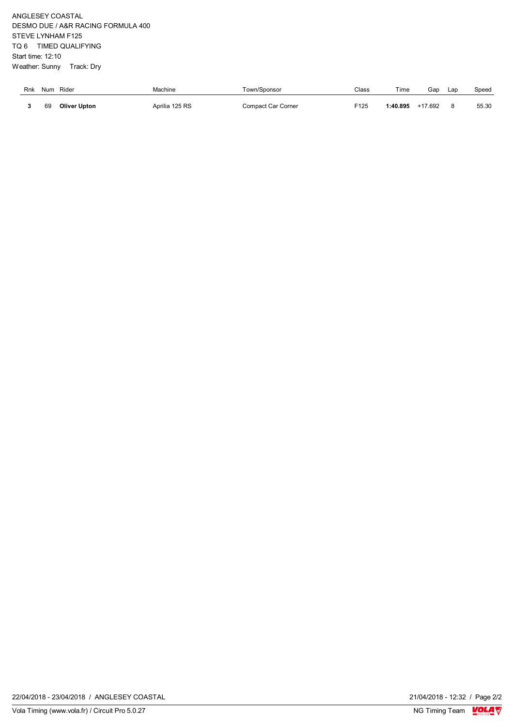ANGLESEY COASTAL
DESMO DUE / A&R RACING FORMULA 400
STEVE LYNHAM F125
TQ 6 TIMED QUALIFYING
Start time: 12:10
Weather: Sunny Track: Dry

| Rnk | Num | Rider | Machine | Town/Sponsor | Class | Time | Gap | Lap | Speed |
|---|---|---|---|---|---|---|---|---|---|
| **3** | 69 | **Oliver Upton** | Aprilia 125 RS | Compact Car Corner | F125 | **1:40.895** | +17.692 | 8 | 55.30 |

22/04/2018 - 23/04/2018 / ANGLESEY COASTAL

21/04/2018 - 12:32

Vola Timing (www.vola.fr) / Circuit Pro 5.0.27

NG Timing Team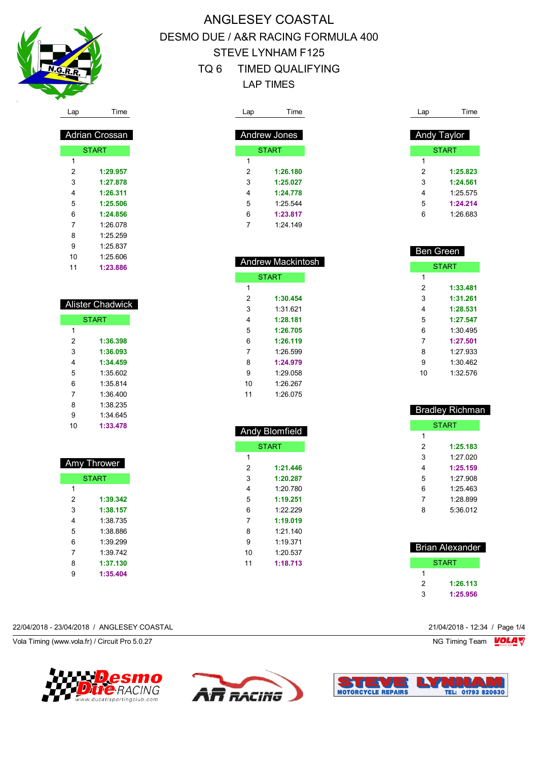# ANGLESEY COASTAL
## DESMO DUE / A&R RACING FORMULA 400
## STEVE LYNHAM F125
## TQ 6 TIMED QUALIFYING
## LAP TIMES

### Adrian Crossan

| Lap | Time |
|---|---|
| START | |
| 1 | |
| 2 | **1:29.957** |
| 3 | **1:27.878** |
| 4 | **1:26.311** |
| 5 | **1:25.506** |
| 6 | **1:24.856** |
| 7 | 1:26.078 |
| 8 | 1:25.259 |
| 9 | 1:25.837 |
| 10 | 1:25.606 |
| 11 | **1:23.886** |

### Alister Chadwick

| Lap | Time |
|---|---|
| START | |
| 1 | |
| 2 | **1:36.398** |
| 3 | **1:36.093** |
| 4 | **1:34.459** |
| 5 | 1:35.602 |
| 6 | 1:35.814 |
| 7 | 1:36.400 |
| 8 | 1:38.235 |
| 9 | 1:34.645 |
| 10 | **1:33.478** |

### Amy Thrower

| Lap | Time |
|---|---|
| START | |
| 1 | |
| 2 | **1:39.342** |
| 3 | **1:38.157** |
| 4 | 1:38.735 |
| 5 | 1:38.886 |
| 6 | 1:39.299 |
| 7 | 1:39.742 |
| 8 | **1:37.130** |
| 9 | **1:35.404** |

### Andrew Jones

| Lap | Time |
|---|---|
| START | |
| 1 | |
| 2 | **1:26.180** |
| 3 | **1:25.027** |
| 4 | **1:24.778** |
| 5 | 1:25.544 |
| 6 | **1:23.817** |
| 7 | 1:24.149 |

### Andrew Mackintosh

| Lap | Time |
|---|---|
| START | |
| 1 | |
| 2 | **1:30.454** |
| 3 | 1:31.621 |
| 4 | **1:28.181** |
| 5 | **1:26.705** |
| 6 | **1:26.119** |
| 7 | 1:26.599 |
| 8 | **1:24.979** |
| 9 | 1:29.058 |
| 10 | 1:26.267 |
| 11 | 1:26.075 |

### Andy Blomfield

| Lap | Time |
|---|---|
| START | |
| 1 | |
| 2 | **1:21.446** |
| 3 | **1:20.287** |
| 4 | 1:20.780 |
| 5 | **1:19.251** |
| 6 | 1:22.229 |
| 7 | **1:19.019** |
| 8 | 1:21.140 |
| 9 | 1:19.371 |
| 10 | 1:20.537 |
| 11 | **1:18.713** |

### Andy Taylor

| Lap | Time |
|---|---|
| START | |
| 1 | |
| 2 | **1:25.823** |
| 3 | **1:24.561** |
| 4 | 1:25.575 |
| 5 | **1:24.214** |
| 6 | 1:26.683 |

### Ben Green

| Lap | Time |
|---|---|
| START | |
| 1 | |
| 2 | **1:33.481** |
| 3 | **1:31.261** |
| 4 | **1:28.531** |
| 5 | **1:27.547** |
| 6 | 1:30.495 |
| 7 | **1:27.501** |
| 8 | 1:27.933 |
| 9 | 1:30.462 |
| 10 | 1:32.576 |

### Bradley Richman

| Lap | Time |
|---|---|
| START | |
| 1 | |
| 2 | **1:25.183** |
| 3 | 1:27.020 |
| 4 | **1:25.159** |
| 5 | 1:27.908 |
| 6 | 1:25.463 |
| 7 | 1:28.899 |
| 8 | 5:36.012 |

### Brian Alexander

| Lap | Time |
|---|---|
| START | |
| 1 | |
| 2 | **1:26.113** |
| 3 | **1:25.956** |

22/04/2018 - 23/04/2018 / ANGLESEY COASTAL

21/04/2018 - 12:34

Vola Timing (www.vola.fr) / Circuit Pro 5.0.27

NG Timing Team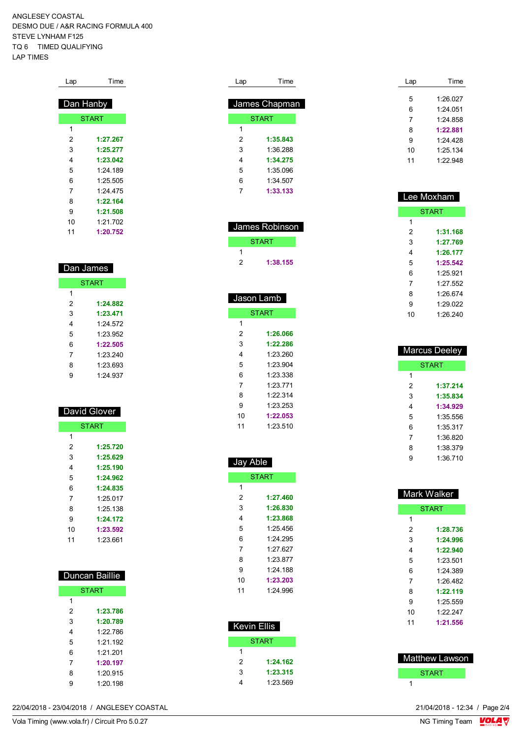ANGLESEY COASTAL
DESMO DUE / A&R RACING FORMULA 400
STEVE LYNHAM F125
TQ 6 TIMED QUALIFYING
LAP TIMES

### Dan Hanby

| Lap | Time |
|---|---|
| START | |
| 1 | |
| 2 | **1:27.267** |
| 3 | **1:25.277** |
| 4 | **1:23.042** |
| 5 | 1:24.189 |
| 6 | 1:25.505 |
| 7 | 1:24.475 |
| 8 | **1:22.164** |
| 9 | **1:21.508** |
| 10 | 1:21.702 |
| 11 | **1:20.752** |

### Dan James

| Lap | Time |
|---|---|
| START | |
| 1 | |
| 2 | **1:24.882** |
| 3 | **1:23.471** |
| 4 | 1:24.572 |
| 5 | 1:23.952 |
| 6 | **1:22.505** |
| 7 | 1:23.240 |
| 8 | 1:23.693 |
| 9 | 1:24.937 |

### David Glover

| Lap | Time |
|---|---|
| START | |
| 1 | |
| 2 | **1:25.720** |
| 3 | **1:25.629** |
| 4 | **1:25.190** |
| 5 | **1:24.962** |
| 6 | **1:24.835** |
| 7 | 1:25.017 |
| 8 | 1:25.138 |
| 9 | **1:24.172** |
| 10 | **1:23.592** |
| 11 | 1:23.661 |

### Duncan Baillie

| Lap | Time |
|---|---|
| START | |
| 1 | |
| 2 | **1:23.786** |
| 3 | **1:20.789** |
| 4 | 1:22.786 |
| 5 | 1:21.192 |
| 6 | 1:21.201 |
| 7 | **1:20.197** |
| 8 | 1:20.915 |
| 9 | 1:20.198 |

### James Chapman

| Lap | Time |
|---|---|
| START | |
| 1 | |
| 2 | **1:35.843** |
| 3 | 1:36.288 |
| 4 | **1:34.275** |
| 5 | 1:35.096 |
| 6 | 1:34.507 |
| 7 | **1:33.133** |

### James Robinson

| Lap | Time |
|---|---|
| START | |
| 1 | |
| 2 | **1:38.155** |

### Jason Lamb

| Lap | Time |
|---|---|
| START | |
| 1 | |
| 2 | **1:26.066** |
| 3 | **1:22.286** |
| 4 | 1:23.260 |
| 5 | 1:23.904 |
| 6 | 1:23.338 |
| 7 | 1:23.771 |
| 8 | 1:22.314 |
| 9 | 1:23.253 |
| 10 | **1:22.053** |
| 11 | 1:23.510 |

### Jay Able

| Lap | Time |
|---|---|
| START | |
| 1 | |
| 2 | **1:27.460** |
| 3 | **1:26.830** |
| 4 | **1:23.868** |
| 5 | 1:25.456 |
| 6 | 1:24.295 |
| 7 | 1:27.627 |
| 8 | 1:23.877 |
| 9 | 1:24.188 |
| 10 | **1:23.203** |
| 11 | 1:24.996 |

### Kevin Ellis

| Lap | Time |
|---|---|
| START | |
| 1 | |
| 2 | **1:24.162** |
| 3 | **1:23.315** |
| 4 | 1:23.569 |
| 5 | 1:26.027 |
| 6 | 1:24.051 |
| 7 | 1:24.858 |
| 8 | **1:22.881** |
| 9 | 1:24.428 |
| 10 | 1:25.134 |
| 11 | 1:22.948 |

### Lee Moxham

| Lap | Time |
|---|---|
| START | |
| 1 | |
| 2 | **1:31.168** |
| 3 | **1:27.769** |
| 4 | **1:26.177** |
| 5 | **1:25.542** |
| 6 | 1:25.921 |
| 7 | 1:27.552 |
| 8 | 1:26.674 |
| 9 | 1:29.022 |
| 10 | 1:26.240 |

### Marcus Deeley

| Lap | Time |
|---|---|
| START | |
| 1 | |
| 2 | **1:37.214** |
| 3 | **1:35.834** |
| 4 | **1:34.929** |
| 5 | 1:35.556 |
| 6 | 1:35.317 |
| 7 | 1:36.820 |
| 8 | 1:38.379 |
| 9 | 1:36.710 |

### Mark Walker

| Lap | Time |
|---|---|
| START | |
| 1 | |
| 2 | **1:28.736** |
| 3 | **1:24.996** |
| 4 | **1:22.940** |
| 5 | 1:23.501 |
| 6 | 1:24.389 |
| 7 | 1:26.482 |
| 8 | **1:22.119** |
| 9 | 1:25.559 |
| 10 | 1:22.247 |
| 11 | **1:21.556** |

### Matthew Lawson

| Lap | Time |
|---|---|
| START | |
| 1 | |

22/04/2018 - 23/04/2018 / ANGLESEY COASTAL
21/04/2018 - 12:34

Vola Timing (www.vola.fr) / Circuit Pro 5.0.27
NG Timing Team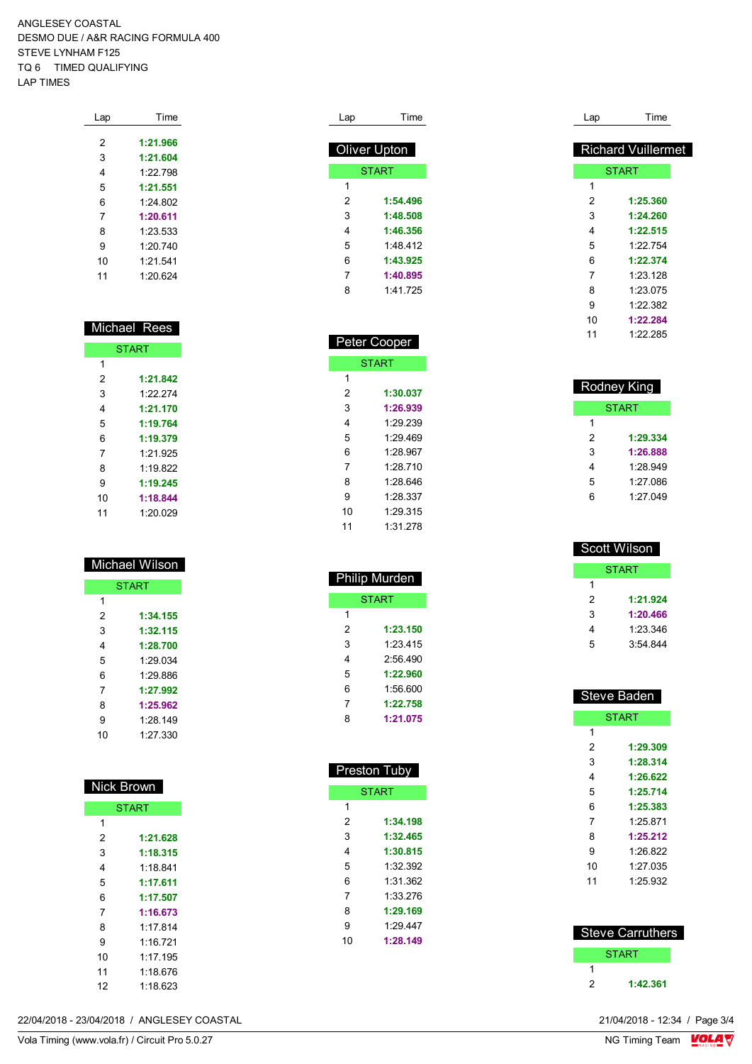ANGLESEY COASTAL
DESMO DUE / A&R RACING FORMULA 400
STEVE LYNHAM F125
TQ 6 TIMED QUALIFYING
LAP TIMES

| Lap | Time |
|---|---|
| 2 | **1:21.966** |
| 3 | **1:21.604** |
| 4 | 1:22.798 |
| 5 | **1:21.551** |
| 6 | 1:24.802 |
| 7 | **1:20.611** |
| 8 | 1:23.533 |
| 9 | 1:20.740 |
| 10 | 1:21.541 |
| 11 | 1:20.624 |

### Michael Rees

| Lap | Time |
|---|---|
| START | |
| 1 | |
| 2 | **1:21.842** |
| 3 | 1:22.274 |
| 4 | **1:21.170** |
| 5 | **1:19.764** |
| 6 | **1:19.379** |
| 7 | 1:21.925 |
| 8 | 1:19.822 |
| 9 | **1:19.245** |
| 10 | **1:18.844** |
| 11 | 1:20.029 |

### Michael Wilson

| Lap | Time |
|---|---|
| START | |
| 1 | |
| 2 | **1:34.155** |
| 3 | **1:32.115** |
| 4 | **1:28.700** |
| 5 | 1:29.034 |
| 6 | 1:29.886 |
| 7 | **1:27.992** |
| 8 | **1:25.962** |
| 9 | 1:28.149 |
| 10 | 1:27.330 |

### Nick Brown

| Lap | Time |
|---|---|
| START | |
| 1 | |
| 2 | **1:21.628** |
| 3 | **1:18.315** |
| 4 | 1:18.841 |
| 5 | **1:17.611** |
| 6 | **1:17.507** |
| 7 | **1:16.673** |
| 8 | 1:17.814 |
| 9 | 1:16.721 |
| 10 | 1:17.195 |
| 11 | 1:18.676 |
| 12 | 1:18.623 |

### Oliver Upton

| Lap | Time |
|---|---|
| START | |
| 1 | |
| 2 | **1:54.496** |
| 3 | **1:48.508** |
| 4 | **1:46.356** |
| 5 | 1:48.412 |
| 6 | **1:43.925** |
| 7 | **1:40.895** |
| 8 | 1:41.725 |

### Peter Cooper

| Lap | Time |
|---|---|
| START | |
| 1 | |
| 2 | **1:30.037** |
| 3 | **1:26.939** |
| 4 | 1:29.239 |
| 5 | 1:29.469 |
| 6 | 1:28.967 |
| 7 | 1:28.710 |
| 8 | 1:28.646 |
| 9 | 1:28.337 |
| 10 | 1:29.315 |
| 11 | 1:31.278 |

### Philip Murden

| Lap | Time |
|---|---|
| START | |
| 1 | |
| 2 | **1:23.150** |
| 3 | 1:23.415 |
| 4 | 2:56.490 |
| 5 | **1:22.960** |
| 6 | 1:56.600 |
| 7 | **1:22.758** |
| 8 | **1:21.075** |

### Preston Tuby

| Lap | Time |
|---|---|
| START | |
| 1 | |
| 2 | **1:34.198** |
| 3 | **1:32.465** |
| 4 | **1:30.815** |
| 5 | 1:32.392 |
| 6 | 1:31.362 |
| 7 | 1:33.276 |
| 8 | **1:29.169** |
| 9 | 1:29.447 |
| 10 | **1:28.149** |

### Richard Vuillermet

| Lap | Time |
|---|---|
| START | |
| 1 | |
| 2 | **1:25.360** |
| 3 | **1:24.260** |
| 4 | **1:22.515** |
| 5 | 1:22.754 |
| 6 | **1:22.374** |
| 7 | 1:23.128 |
| 8 | 1:23.075 |
| 9 | 1:22.382 |
| 10 | **1:22.284** |
| 11 | 1:22.285 |

### Rodney King

| Lap | Time |
|---|---|
| START | |
| 1 | |
| 2 | **1:29.334** |
| 3 | **1:26.888** |
| 4 | 1:28.949 |
| 5 | 1:27.086 |
| 6 | 1:27.049 |

### Scott Wilson

| Lap | Time |
|---|---|
| START | |
| 1 | |
| 2 | **1:21.924** |
| 3 | **1:20.466** |
| 4 | 1:23.346 |
| 5 | 3:54.844 |

### Steve Baden

| Lap | Time |
|---|---|
| START | |
| 1 | |
| 2 | **1:29.309** |
| 3 | **1:28.314** |
| 4 | **1:26.622** |
| 5 | **1:25.714** |
| 6 | **1:25.383** |
| 7 | 1:25.871 |
| 8 | **1:25.212** |
| 9 | 1:26.822 |
| 10 | 1:27.035 |
| 11 | 1:25.932 |

### Steve Carruthers

| Lap | Time |
|---|---|
| START | |
| 1 | |
| 2 | **1:42.361** |

22/04/2018 - 23/04/2018 / ANGLESEY COASTAL
21/04/2018 - 12:34
Vola Timing (www.vola.fr) / Circuit Pro 5.0.27
NG Timing Team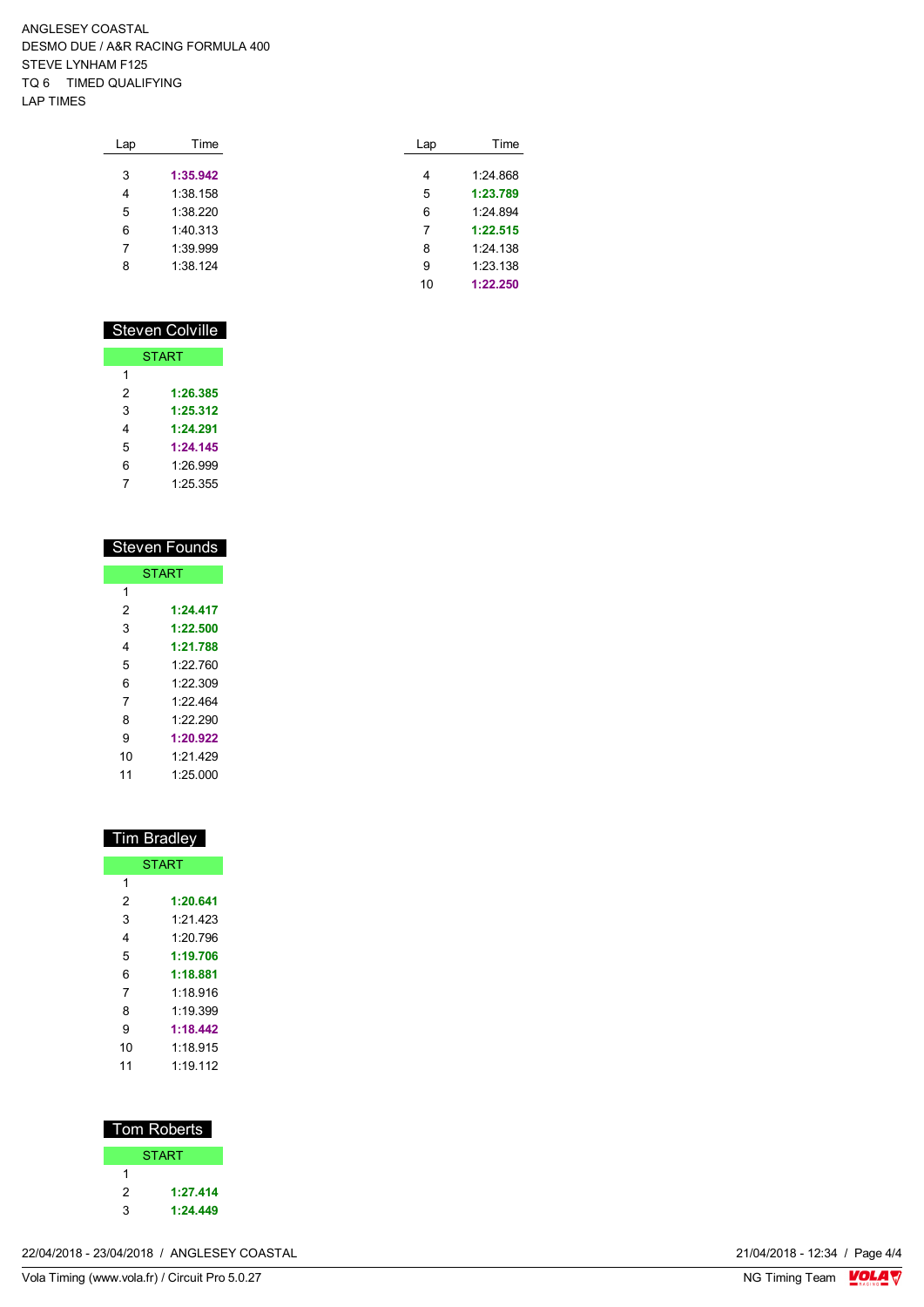ANGLESEY COASTAL
DESMO DUE / A&R RACING FORMULA 400
STEVE LYNHAM F125
TQ 6 TIMED QUALIFYING
LAP TIMES

| Lap | Time |
|---|---|
| 3 | **1:35.942** |
| 4 | 1:38.158 |
| 5 | 1:38.220 |
| 6 | 1:40.313 |
| 7 | 1:39.999 |
| 8 | 1:38.124 |

| Lap | Time |
|---|---|
| 4 | 1:24.868 |
| 5 | **1:23.789** |
| 6 | 1:24.894 |
| 7 | **1:22.515** |
| 8 | 1:24.138 |
| 9 | 1:23.138 |
| 10 | **1:22.250** |

## Steven Colville

| Lap | Time |
|---|---|
| START | |
| 1 | |
| 2 | **1:26.385** |
| 3 | **1:25.312** |
| 4 | **1:24.291** |
| 5 | **1:24.145** |
| 6 | 1:26.999 |
| 7 | 1:25.355 |

## Steven Founds

| Lap | Time |
|---|---|
| START | |
| 1 | |
| 2 | **1:24.417** |
| 3 | **1:22.500** |
| 4 | **1:21.788** |
| 5 | 1:22.760 |
| 6 | 1:22.309 |
| 7 | 1:22.464 |
| 8 | 1:22.290 |
| 9 | **1:20.922** |
| 10 | 1:21.429 |
| 11 | 1:25.000 |

## Tim Bradley

| Lap | Time |
|---|---|
| START | |
| 1 | |
| 2 | **1:20.641** |
| 3 | 1:21.423 |
| 4 | 1:20.796 |
| 5 | **1:19.706** |
| 6 | **1:18.881** |
| 7 | 1:18.916 |
| 8 | 1:19.399 |
| 9 | **1:18.442** |
| 10 | 1:18.915 |
| 11 | 1:19.112 |

## Tom Roberts

| Lap | Time |
|---|---|
| START | |
| 1 | |
| 2 | **1:27.414** |
| 3 | **1:24.449** |

22/04/2018 - 23/04/2018 / ANGLESEY COASTAL
Vola Timing (www.vola.fr) / Circuit Pro 5.0.27
21/04/2018 - 12:34
NG Timing Team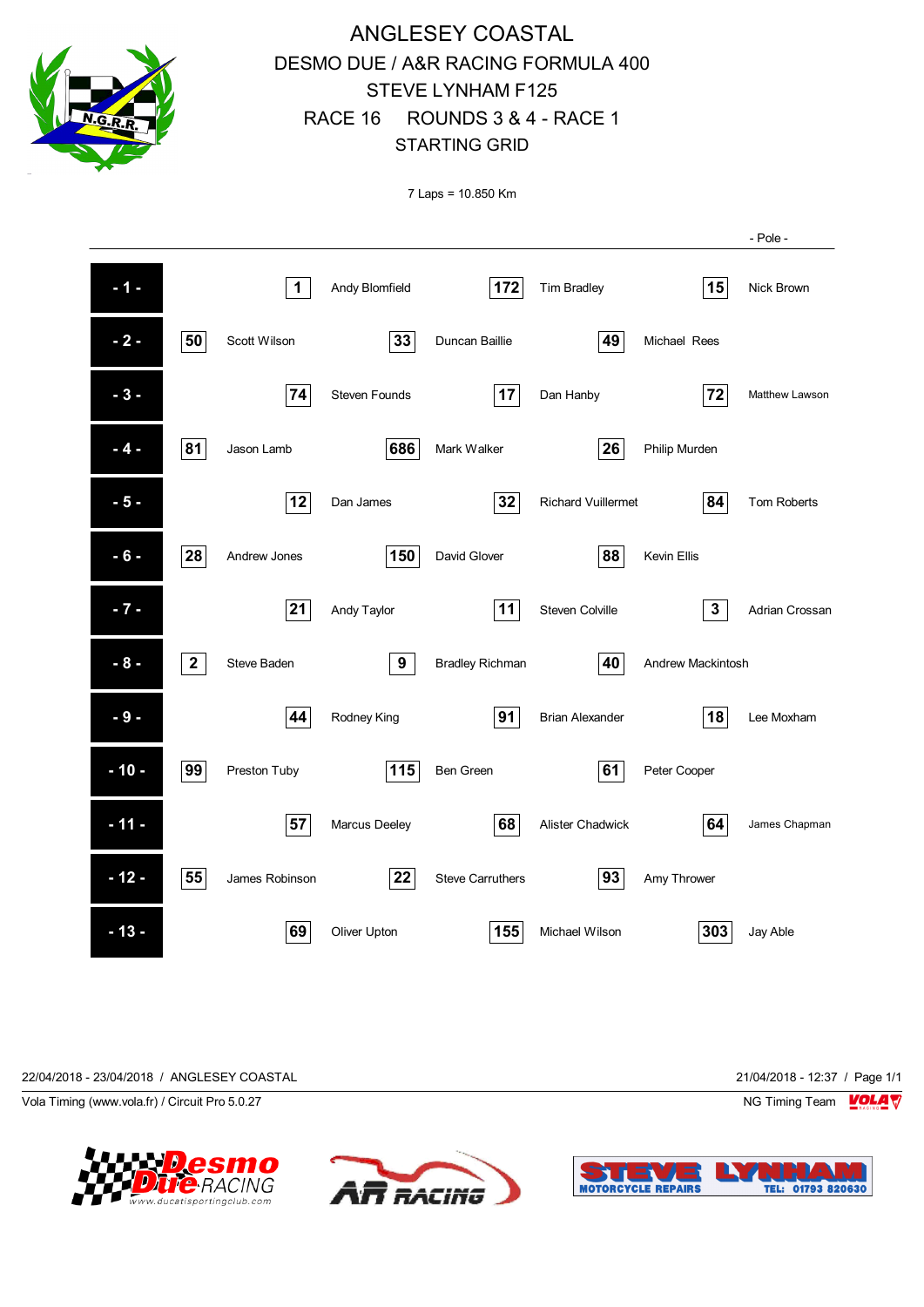# ANGLESEY COASTAL

## DESMO DUE / A&R RACING FORMULA 400
## STEVE LYNHAM F125
## RACE 16 ROUNDS 3 & 4 - RACE 1
## STARTING GRID

7 Laps = 10.850 Km

| Row | | | | | | | | - Pole - |
|---|---|---|---|---|---|---|---|---|
| - 1 - | | | 1 | Andy Blomfield | 172 | Tim Bradley | 15 | Nick Brown |
| - 2 - | 50 | Scott Wilson | 33 | Duncan Baillie | 49 | Michael Rees | | |
| - 3 - | | | 74 | Steven Founds | 17 | Dan Hanby | 72 | Matthew Lawson |
| - 4 - | 81 | Jason Lamb | 686 | Mark Walker | 26 | Philip Murden | | |
| - 5 - | | | 12 | Dan James | 32 | Richard Vuillermet | 84 | Tom Roberts |
| - 6 - | 28 | Andrew Jones | 150 | David Glover | 88 | Kevin Ellis | | |
| - 7 - | | | 21 | Andy Taylor | 11 | Steven Colville | 3 | Adrian Crossan |
| - 8 - | 2 | Steve Baden | 9 | Bradley Richman | 40 | Andrew Mackintosh | | |
| - 9 - | | | 44 | Rodney King | 91 | Brian Alexander | 18 | Lee Moxham |
| - 10 - | 99 | Preston Tuby | 115 | Ben Green | 61 | Peter Cooper | | |
| - 11 - | | | 57 | Marcus Deeley | 68 | Alister Chadwick | 64 | James Chapman |
| - 12 - | 55 | James Robinson | 22 | Steve Carruthers | 93 | Amy Thrower | | |
| - 13 - | | | 69 | Oliver Upton | 155 | Michael Wilson | 303 | Jay Able |

22/04/2018 - 23/04/2018 / ANGLESEY COASTAL

21/04/2018 - 12:37 / Page 1/1

Vola Timing (www.vola.fr) / Circuit Pro 5.0.27

NG Timing Team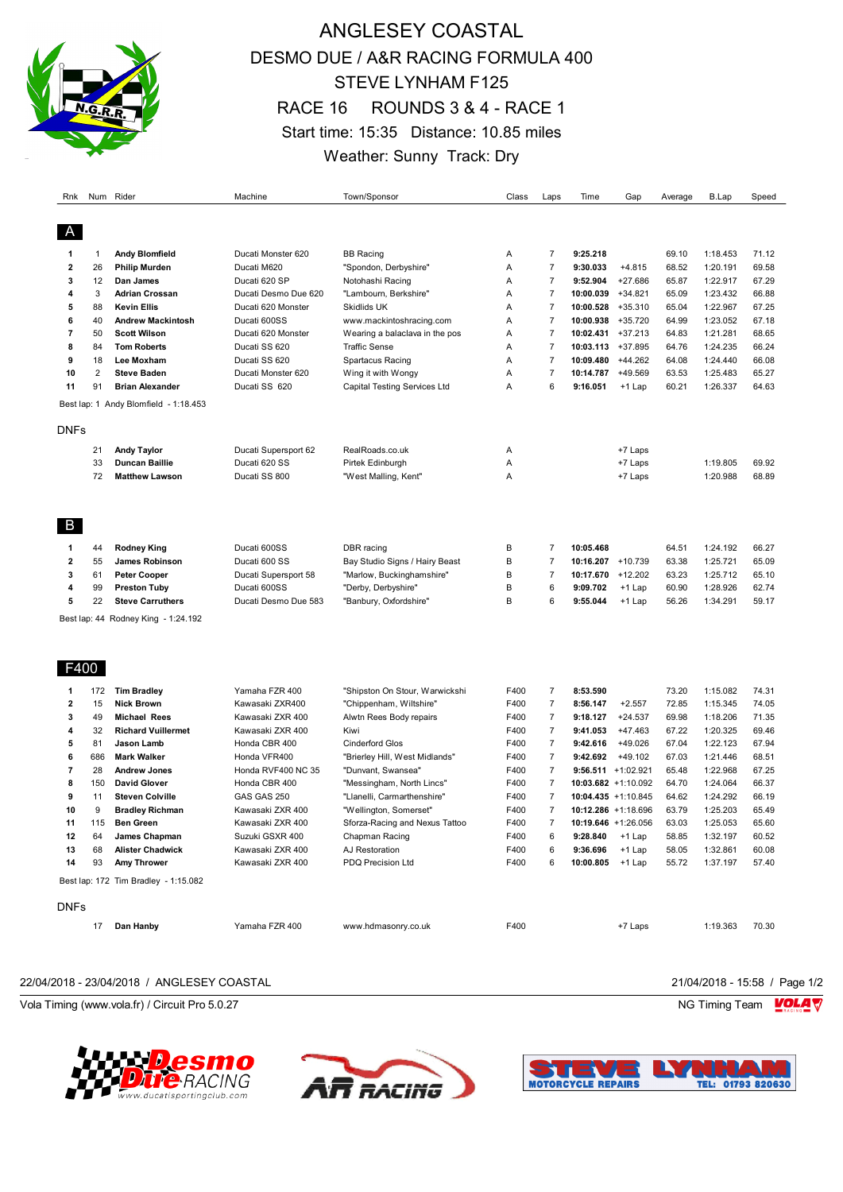# ANGLESEY COASTAL

## DESMO DUE / A&R RACING FORMULA 400

## STEVE LYNHAM F125

## RACE 16 ROUNDS 3 & 4 - RACE 1

Start time: 15:35 Distance: 10.85 miles

Weather: Sunny Track: Dry

### A

| Rnk | Num | Rider | Machine | Town/Sponsor | Class | Laps | Time | Gap | Average | B.Lap | Speed |
|---|---|---|---|---|---|---|---|---|---|---|---|
| 1 | 1 | **Andy Blomfield** | Ducati Monster 620 | BB Racing | A | 7 | **9:25.218** | | 69.10 | 1:18.453 | 71.12 |
| 2 | 26 | **Philip Murden** | Ducati M620 | "Spondon, Derbyshire" | A | 7 | **9:30.033** | +4.815 | 68.52 | 1:20.191 | 69.58 |
| 3 | 12 | **Dan James** | Ducati 620 SP | Notohashi Racing | A | 7 | **9:52.904** | +27.686 | 65.87 | 1:22.917 | 67.29 |
| 4 | 3 | **Adrian Crossan** | Ducati Desmo Due 620 | "Lambourn, Berkshire" | A | 7 | **10:00.039** | +34.821 | 65.09 | 1:23.432 | 66.88 |
| 5 | 88 | **Kevin Ellis** | Ducati 620 Monster | Skidlids UK | A | 7 | **10:00.528** | +35.310 | 65.04 | 1:22.967 | 67.25 |
| 6 | 40 | **Andrew Mackintosh** | Ducati 600SS | www.mackintoshracing.com | A | 7 | **10:00.938** | +35.720 | 64.99 | 1:23.052 | 67.18 |
| 7 | 50 | **Scott Wilson** | Ducati 620 Monster | Wearing a balaclava in the pos | A | 7 | **10:02.431** | +37.213 | 64.83 | 1:21.281 | 68.65 |
| 8 | 84 | **Tom Roberts** | Ducati SS 620 | Traffic Sense | A | 7 | **10:03.113** | +37.895 | 64.76 | 1:24.235 | 66.24 |
| 9 | 18 | **Lee Moxham** | Ducati SS 620 | Spartacus Racing | A | 7 | **10:09.480** | +44.262 | 64.08 | 1:24.440 | 66.08 |
| 10 | 2 | **Steve Baden** | Ducati Monster 620 | Wing it with Wongy | A | 7 | **10:14.787** | +49.569 | 63.53 | 1:25.483 | 65.27 |
| 11 | 91 | **Brian Alexander** | Ducati SS 620 | Capital Testing Services Ltd | A | 6 | **9:16.051** | +1 Lap | 60.21 | 1:26.337 | 64.63 |

Best lap: 1 Andy Blomfield - 1:18.453

#### DNFs

| Rnk | Num | Rider | Machine | Town/Sponsor | Class | Laps | Time | Gap | Average | B.Lap | Speed |
|---|---|---|---|---|---|---|---|---|---|---|---|
| | 21 | **Andy Taylor** | Ducati Supersport 62 | RealRoads.co.uk | A | | | +7 Laps | | | |
| | 33 | **Duncan Baillie** | Ducati 620 SS | Pirtek Edinburgh | A | | | +7 Laps | | 1:19.805 | 69.92 |
| | 72 | **Matthew Lawson** | Ducati SS 800 | "West Malling, Kent" | A | | | +7 Laps | | 1:20.988 | 68.89 |

### B

| Rnk | Num | Rider | Machine | Town/Sponsor | Class | Laps | Time | Gap | Average | B.Lap | Speed |
|---|---|---|---|---|---|---|---|---|---|---|---|
| 1 | 44 | **Rodney King** | Ducati 600SS | DBR racing | B | 7 | **10:05.468** | | 64.51 | 1:24.192 | 66.27 |
| 2 | 55 | **James Robinson** | Ducati 600 SS | Bay Studio Signs / Hairy Beast | B | 7 | **10:16.207** | +10.739 | 63.38 | 1:25.721 | 65.09 |
| 3 | 61 | **Peter Cooper** | Ducati Supersport 58 | "Marlow, Buckinghamshire" | B | 7 | **10:17.670** | +12.202 | 63.23 | 1:25.712 | 65.10 |
| 4 | 99 | **Preston Tuby** | Ducati 600SS | "Derby, Derbyshire" | B | 6 | **9:09.702** | +1 Lap | 60.90 | 1:28.926 | 62.74 |
| 5 | 22 | **Steve Carruthers** | Ducati Desmo Due 583 | "Banbury, Oxfordshire" | B | 6 | **9:55.044** | +1 Lap | 56.26 | 1:34.291 | 59.17 |

Best lap: 44 Rodney King - 1:24.192

### F400

| Rnk | Num | Rider | Machine | Town/Sponsor | Class | Laps | Time | Gap | Average | B.Lap | Speed |
|---|---|---|---|---|---|---|---|---|---|---|---|
| 1 | 172 | **Tim Bradley** | Yamaha FZR 400 | "Shipston On Stour, Warwickshi | F400 | 7 | **8:53.590** | | 73.20 | 1:15.082 | 74.31 |
| 2 | 15 | **Nick Brown** | Kawasaki ZXR400 | "Chippenham, Wiltshire" | F400 | 7 | **8:56.147** | +2.557 | 72.85 | 1:15.345 | 74.05 |
| 3 | 49 | **Michael Rees** | Kawasaki ZXR 400 | Alwtn Rees Body repairs | F400 | 7 | **9:18.127** | +24.537 | 69.98 | 1:18.206 | 71.35 |
| 4 | 32 | **Richard Vuillermet** | Kawasaki ZXR 400 | Kiwi | F400 | 7 | **9:41.053** | +47.463 | 67.22 | 1:20.325 | 69.46 |
| 5 | 81 | **Jason Lamb** | Honda CBR 400 | Cinderford Glos | F400 | 7 | **9:42.616** | +49.026 | 67.04 | 1:22.123 | 67.94 |
| 6 | 686 | **Mark Walker** | Honda VFR400 | "Brierley Hill, West Midlands" | F400 | 7 | **9:42.692** | +49.102 | 67.03 | 1:21.446 | 68.51 |
| 7 | 28 | **Andrew Jones** | Honda RVF400 NC 35 | "Dunvant, Swansea" | F400 | 7 | **9:56.511** | +1:02.921 | 65.48 | 1:22.968 | 67.25 |
| 8 | 150 | **David Glover** | Honda CBR 400 | "Messingham, North Lincs" | F400 | 7 | **10:03.682** | +1:10.092 | 64.70 | 1:24.064 | 66.37 |
| 9 | 11 | **Steven Colville** | GAS GAS 250 | "Llanelli, Carmarthenshire" | F400 | 7 | **10:04.435** | +1:10.845 | 64.62 | 1:24.292 | 66.19 |
| 10 | 9 | **Bradley Richman** | Kawasaki ZXR 400 | "Wellington, Somerset" | F400 | 7 | **10:12.286** | +1:18.696 | 63.79 | 1:25.203 | 65.49 |
| 11 | 115 | **Ben Green** | Kawasaki ZXR 400 | Sforza-Racing and Nexus Tattoo | F400 | 7 | **10:19.646** | +1:26.056 | 63.03 | 1:25.053 | 65.60 |
| 12 | 64 | **James Chapman** | Suzuki GSXR 400 | Chapman Racing | F400 | 6 | **9:28.840** | +1 Lap | 58.85 | 1:32.197 | 60.52 |
| 13 | 68 | **Alister Chadwick** | Kawasaki ZXR 400 | AJ Restoration | F400 | 6 | **9:36.696** | +1 Lap | 58.05 | 1:32.861 | 60.08 |
| 14 | 93 | **Amy Thrower** | Kawasaki ZXR 400 | PDQ Precision Ltd | F400 | 6 | **10:00.805** | +1 Lap | 55.72 | 1:37.197 | 57.40 |

Best lap: 172 Tim Bradley - 1:15.082

#### DNFs

| Rnk | Num | Rider | Machine | Town/Sponsor | Class | Laps | Time | Gap | Average | B.Lap | Speed |
|---|---|---|---|---|---|---|---|---|---|---|---|
| | 17 | **Dan Hanby** | Yamaha FZR 400 | www.hdmasonry.co.uk | F400 | | | +7 Laps | | 1:19.363 | 70.30 |

22/04/2018 - 23/04/2018 / ANGLESEY COASTAL — 21/04/2018 - 15:58

Vola Timing (www.vola.fr) / Circuit Pro 5.0.27 — NG Timing Team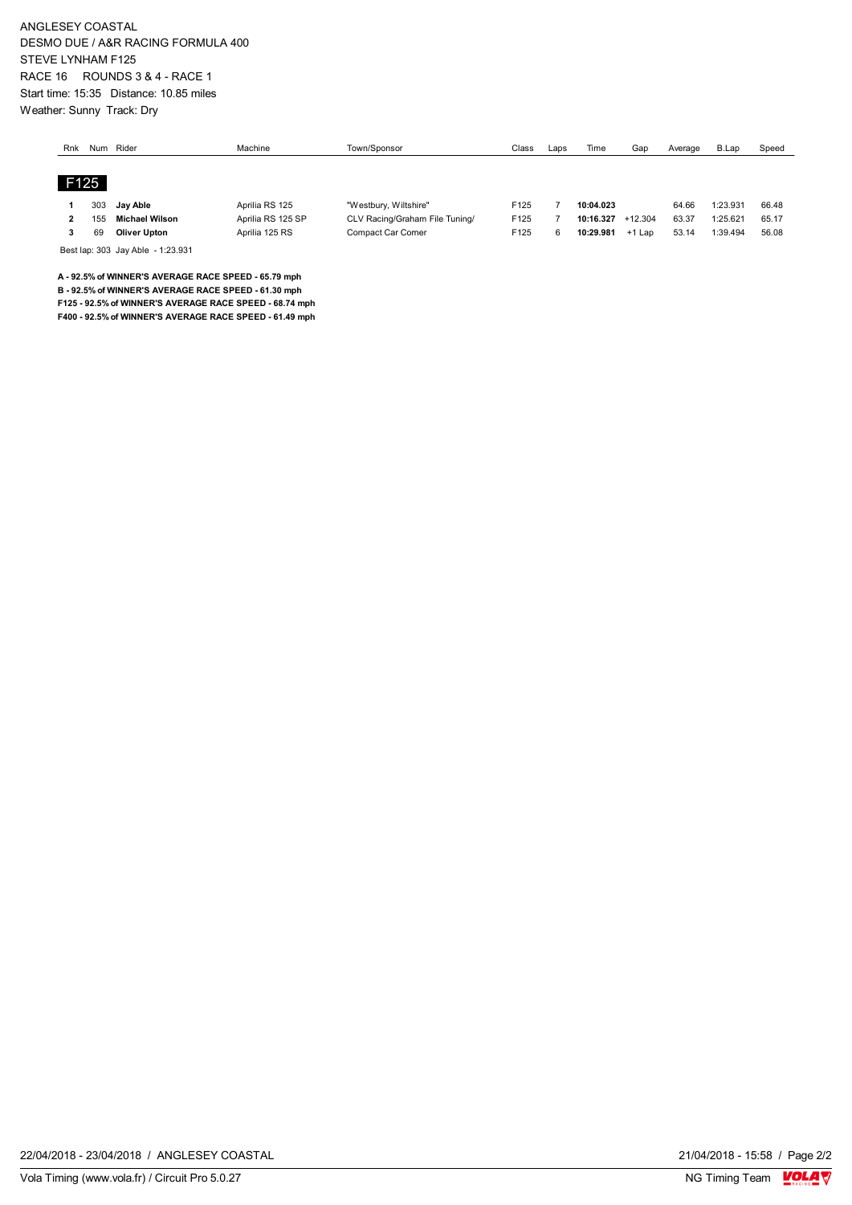ANGLESEY COASTAL
DESMO DUE / A&R RACING FORMULA 400
STEVE LYNHAM F125
RACE 16 ROUNDS 3 & 4 - RACE 1
Start time: 15:35 Distance: 10.85 miles
Weather: Sunny Track: Dry

| Rnk | Num | Rider | Machine | Town/Sponsor | Class | Laps | Time | Gap | Average | B.Lap | Speed |
|---|---|---|---|---|---|---|---|---|---|---|---|
| **F125** | | | | | | | | | | | |
| **1** | 303 | **Jay Able** | Aprilia RS 125 | "Westbury, Wiltshire" | F125 | 7 | **10:04.023** | | 64.66 | 1:23.931 | 66.48 |
| **2** | 155 | **Michael Wilson** | Aprilia RS 125 SP | CLV Racing/Graham File Tuning/ | F125 | 7 | **10:16.327** | +12.304 | 63.37 | 1:25.621 | 65.17 |
| **3** | 69 | **Oliver Upton** | Aprilia 125 RS | Compact Car Corner | F125 | 6 | **10:29.981** | +1 Lap | 53.14 | 1:39.494 | 56.08 |

Best lap: 303 Jay Able - 1:23.931

**A - 92.5% of WINNER'S AVERAGE RACE SPEED - 65.79 mph**
**B - 92.5% of WINNER'S AVERAGE RACE SPEED - 61.30 mph**
**F125 - 92.5% of WINNER'S AVERAGE RACE SPEED - 68.74 mph**
**F400 - 92.5% of WINNER'S AVERAGE RACE SPEED - 61.49 mph**

22/04/2018 - 23/04/2018 / ANGLESEY COASTAL

21/04/2018 - 15:58

Vola Timing (www.vola.fr) / Circuit Pro 5.0.27

NG Timing Team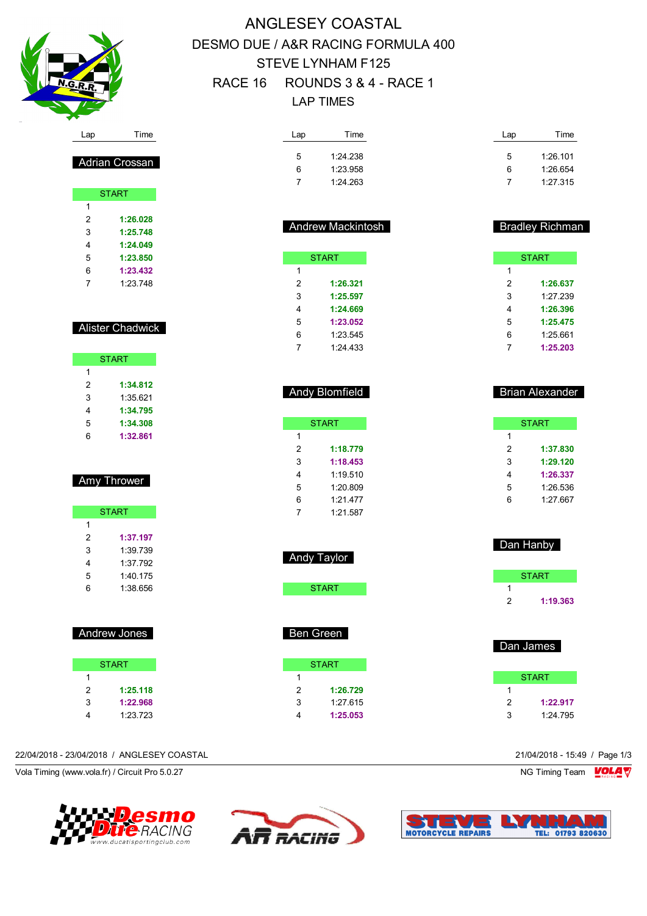# ANGLESEY COASTAL

## DESMO DUE / A&R RACING FORMULA 400

## STEVE LYNHAM F125

## RACE 16 ROUNDS 3 & 4 - RACE 1

## LAP TIMES

### Adrian Crossan

| Lap | Time |
|---|---|
| START | |
| 1 | |
| 2 | **1:26.028** |
| 3 | **1:25.748** |
| 4 | **1:24.049** |
| 5 | **1:23.850** |
| 6 | **1:23.432** |
| 7 | 1:23.748 |

### Alister Chadwick

| Lap | Time |
|---|---|
| START | |
| 1 | |
| 2 | **1:34.812** |
| 3 | 1:35.621 |
| 4 | **1:34.795** |
| 5 | **1:34.308** |
| 6 | **1:32.861** |

### Amy Thrower

| Lap | Time |
|---|---|
| START | |
| 1 | |
| 2 | **1:37.197** |
| 3 | 1:39.739 |
| 4 | 1:37.792 |
| 5 | 1:40.175 |
| 6 | 1:38.656 |

### Andrew Jones

| Lap | Time |
|---|---|
| START | |
| 1 | |
| 2 | **1:25.118** |
| 3 | **1:22.968** |
| 4 | 1:23.723 |
| 5 | 1:24.238 |
| 6 | 1:23.958 |
| 7 | 1:24.263 |

### Andrew Mackintosh

| Lap | Time |
|---|---|
| START | |
| 1 | |
| 2 | **1:26.321** |
| 3 | **1:25.597** |
| 4 | **1:24.669** |
| 5 | **1:23.052** |
| 6 | 1:23.545 |
| 7 | 1:24.433 |

### Andy Blomfield

| Lap | Time |
|---|---|
| START | |
| 1 | |
| 2 | **1:18.779** |
| 3 | **1:18.453** |
| 4 | 1:19.510 |
| 5 | 1:20.809 |
| 6 | 1:21.477 |
| 7 | 1:21.587 |

### Andy Taylor

| Lap | Time |
|---|---|
| START | |

### Ben Green

| Lap | Time |
|---|---|
| START | |
| 1 | |
| 2 | **1:26.729** |
| 3 | 1:27.615 |
| 4 | **1:25.053** |
| 5 | 1:26.101 |
| 6 | 1:26.654 |
| 7 | 1:27.315 |

### Bradley Richman

| Lap | Time |
|---|---|
| START | |
| 1 | |
| 2 | **1:26.637** |
| 3 | 1:27.239 |
| 4 | **1:26.396** |
| 5 | **1:25.475** |
| 6 | 1:25.661 |
| 7 | **1:25.203** |

### Brian Alexander

| Lap | Time |
|---|---|
| START | |
| 1 | |
| 2 | **1:37.830** |
| 3 | **1:29.120** |
| 4 | **1:26.337** |
| 5 | 1:26.536 |
| 6 | 1:27.667 |

### Dan Hanby

| Lap | Time |
|---|---|
| START | |
| 1 | |
| 2 | **1:19.363** |

### Dan James

| Lap | Time |
|---|---|
| START | |
| 1 | |
| 2 | **1:22.917** |
| 3 | 1:24.795 |

22/04/2018 - 23/04/2018 / ANGLESEY COASTAL — 21/04/2018 - 15:49

Vola Timing (www.vola.fr) / Circuit Pro 5.0.27 — NG Timing Team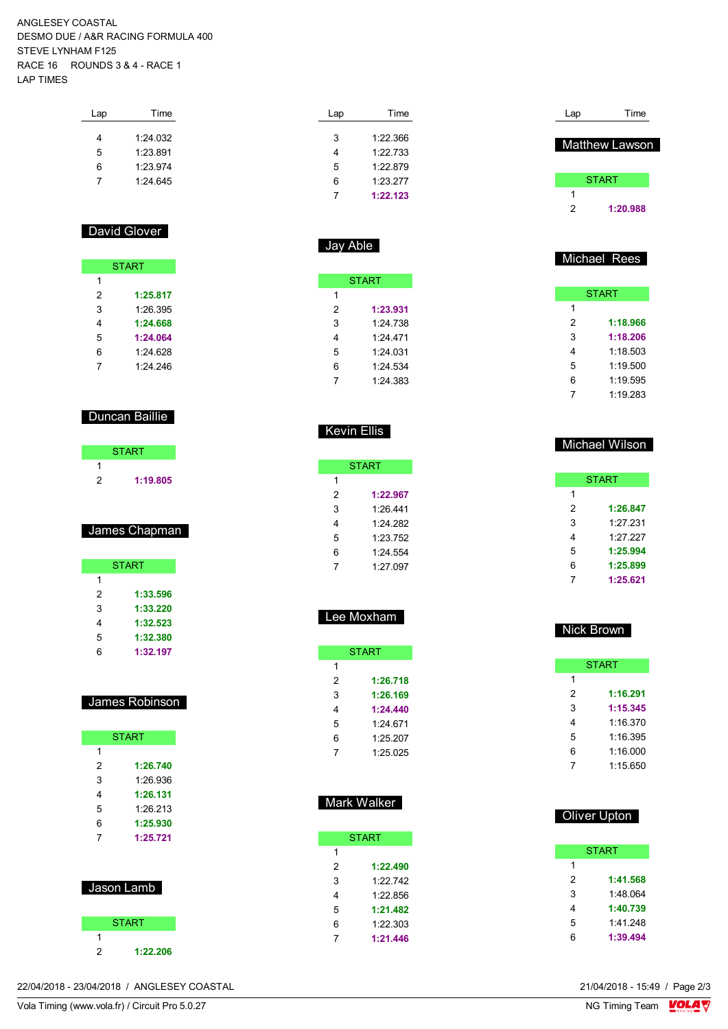ANGLESEY COASTAL
DESMO DUE / A&R RACING FORMULA 400
STEVE LYNHAM F125
RACE 16 ROUNDS 3 & 4 - RACE 1
LAP TIMES

| Lap | Time |
|---|---|
| 4 | 1:24.032 |
| 5 | 1:23.891 |
| 6 | 1:23.974 |
| 7 | 1:24.645 |

## David Glover

| Lap | Time |
|---|---|
| START | |
| 1 | |
| 2 | **1:25.817** |
| 3 | 1:26.395 |
| 4 | **1:24.668** |
| 5 | **1:24.064** |
| 6 | 1:24.628 |
| 7 | 1:24.246 |

## Duncan Baillie

| Lap | Time |
|---|---|
| START | |
| 1 | |
| 2 | **1:19.805** |

## James Chapman

| Lap | Time |
|---|---|
| START | |
| 1 | |
| 2 | **1:33.596** |
| 3 | **1:33.220** |
| 4 | **1:32.523** |
| 5 | **1:32.380** |
| 6 | **1:32.197** |

## James Robinson

| Lap | Time |
|---|---|
| START | |
| 1 | |
| 2 | **1:26.740** |
| 3 | 1:26.936 |
| 4 | **1:26.131** |
| 5 | 1:26.213 |
| 6 | **1:25.930** |
| 7 | **1:25.721** |

## Jason Lamb

| Lap | Time |
|---|---|
| START | |
| 1 | |
| 2 | **1:22.206** |

| Lap | Time |
|---|---|
| 3 | 1:22.366 |
| 4 | 1:22.733 |
| 5 | 1:22.879 |
| 6 | 1:23.277 |
| 7 | **1:22.123** |

## Jay Able

| Lap | Time |
|---|---|
| START | |
| 1 | |
| 2 | **1:23.931** |
| 3 | 1:24.738 |
| 4 | 1:24.471 |
| 5 | 1:24.031 |
| 6 | 1:24.534 |
| 7 | 1:24.383 |

## Kevin Ellis

| Lap | Time |
|---|---|
| START | |
| 1 | |
| 2 | **1:22.967** |
| 3 | 1:26.441 |
| 4 | 1:24.282 |
| 5 | 1:23.752 |
| 6 | 1:24.554 |
| 7 | 1:27.097 |

## Lee Moxham

| Lap | Time |
|---|---|
| START | |
| 1 | |
| 2 | **1:26.718** |
| 3 | **1:26.169** |
| 4 | **1:24.440** |
| 5 | 1:24.671 |
| 6 | 1:25.207 |
| 7 | 1:25.025 |

## Mark Walker

| Lap | Time |
|---|---|
| START | |
| 1 | |
| 2 | **1:22.490** |
| 3 | 1:22.742 |
| 4 | 1:22.856 |
| 5 | **1:21.482** |
| 6 | 1:22.303 |
| 7 | **1:21.446** |

## Matthew Lawson

| Lap | Time |
|---|---|
| START | |
| 1 | |
| 2 | **1:20.988** |

## Michael Rees

| Lap | Time |
|---|---|
| START | |
| 1 | |
| 2 | **1:18.966** |
| 3 | **1:18.206** |
| 4 | 1:18.503 |
| 5 | 1:19.500 |
| 6 | 1:19.595 |
| 7 | 1:19.283 |

## Michael Wilson

| Lap | Time |
|---|---|
| START | |
| 1 | |
| 2 | **1:26.847** |
| 3 | 1:27.231 |
| 4 | 1:27.227 |
| 5 | **1:25.994** |
| 6 | **1:25.899** |
| 7 | **1:25.621** |

## Nick Brown

| Lap | Time |
|---|---|
| START | |
| 1 | |
| 2 | **1:16.291** |
| 3 | **1:15.345** |
| 4 | 1:16.370 |
| 5 | 1:16.395 |
| 6 | 1:16.000 |
| 7 | 1:15.650 |

## Oliver Upton

| Lap | Time |
|---|---|
| START | |
| 1 | |
| 2 | **1:41.568** |
| 3 | 1:48.064 |
| 4 | **1:40.739** |
| 5 | 1:41.248 |
| 6 | **1:39.494** |

22/04/2018 - 23/04/2018 / ANGLESEY COASTAL
21/04/2018 - 15:49
Vola Timing (www.vola.fr) / Circuit Pro 5.0.27
NG Timing Team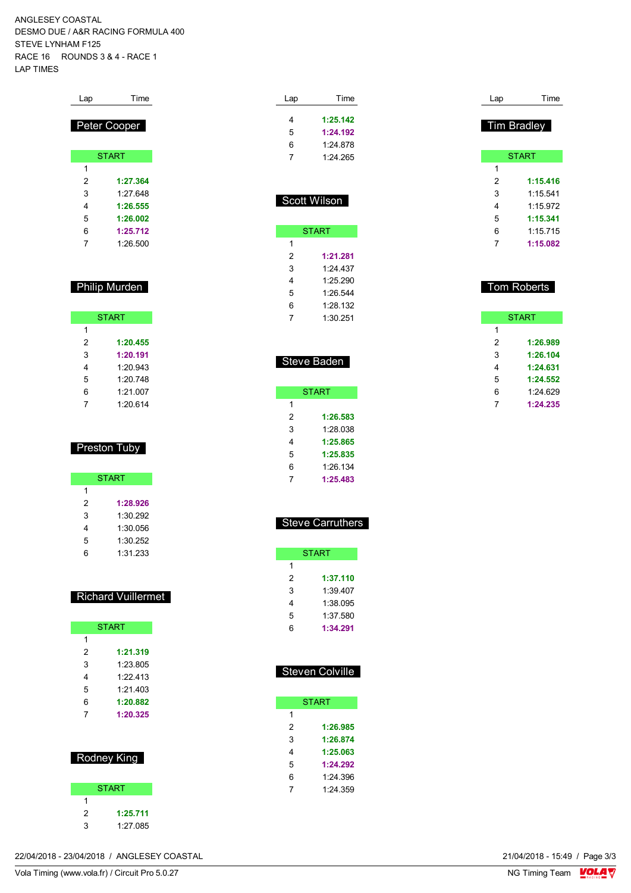ANGLESEY COASTAL
DESMO DUE / A&R RACING FORMULA 400
STEVE LYNHAM F125
RACE 16 ROUNDS 3 & 4 - RACE 1
LAP TIMES

## Peter Cooper

| Lap | Time |
|---|---|
| START | |
| 1 | |
| 2 | **1:27.364** |
| 3 | 1:27.648 |
| 4 | **1:26.555** |
| 5 | **1:26.002** |
| 6 | **1:25.712** |
| 7 | 1:26.500 |

## Philip Murden

| Lap | Time |
|---|---|
| START | |
| 1 | |
| 2 | **1:20.455** |
| 3 | **1:20.191** |
| 4 | 1:20.943 |
| 5 | 1:20.748 |
| 6 | 1:21.007 |
| 7 | 1:20.614 |

## Preston Tuby

| Lap | Time |
|---|---|
| START | |
| 1 | |
| 2 | **1:28.926** |
| 3 | 1:30.292 |
| 4 | 1:30.056 |
| 5 | 1:30.252 |
| 6 | 1:31.233 |

## Richard Vuillermet

| Lap | Time |
|---|---|
| START | |
| 1 | |
| 2 | **1:21.319** |
| 3 | 1:23.805 |
| 4 | 1:22.413 |
| 5 | 1:21.403 |
| 6 | **1:20.882** |
| 7 | **1:20.325** |

## Rodney King

| Lap | Time |
|---|---|
| START | |
| 1 | |
| 2 | **1:25.711** |
| 3 | 1:27.085 |
| 4 | **1:25.142** |
| 5 | **1:24.192** |
| 6 | 1:24.878 |
| 7 | 1:24.265 |

## Scott Wilson

| Lap | Time |
|---|---|
| START | |
| 1 | |
| 2 | **1:21.281** |
| 3 | 1:24.437 |
| 4 | 1:25.290 |
| 5 | 1:26.544 |
| 6 | 1:28.132 |
| 7 | 1:30.251 |

## Steve Baden

| Lap | Time |
|---|---|
| START | |
| 1 | |
| 2 | **1:26.583** |
| 3 | 1:28.038 |
| 4 | **1:25.865** |
| 5 | **1:25.835** |
| 6 | 1:26.134 |
| 7 | **1:25.483** |

## Steve Carruthers

| Lap | Time |
|---|---|
| START | |
| 1 | |
| 2 | **1:37.110** |
| 3 | 1:39.407 |
| 4 | 1:38.095 |
| 5 | 1:37.580 |
| 6 | **1:34.291** |

## Steven Colville

| Lap | Time |
|---|---|
| START | |
| 1 | |
| 2 | **1:26.985** |
| 3 | **1:26.874** |
| 4 | **1:25.063** |
| 5 | **1:24.292** |
| 6 | 1:24.396 |
| 7 | 1:24.359 |

## Tim Bradley

| Lap | Time |
|---|---|
| START | |
| 1 | |
| 2 | **1:15.416** |
| 3 | 1:15.541 |
| 4 | 1:15.972 |
| 5 | **1:15.341** |
| 6 | 1:15.715 |
| 7 | **1:15.082** |

## Tom Roberts

| Lap | Time |
|---|---|
| START | |
| 1 | |
| 2 | **1:26.989** |
| 3 | **1:26.104** |
| 4 | **1:24.631** |
| 5 | **1:24.552** |
| 6 | 1:24.629 |
| 7 | **1:24.235** |

22/04/2018 - 23/04/2018 / ANGLESEY COASTAL    21/04/2018 - 15:49

Vola Timing (www.vola.fr) / Circuit Pro 5.0.27    NG Timing Team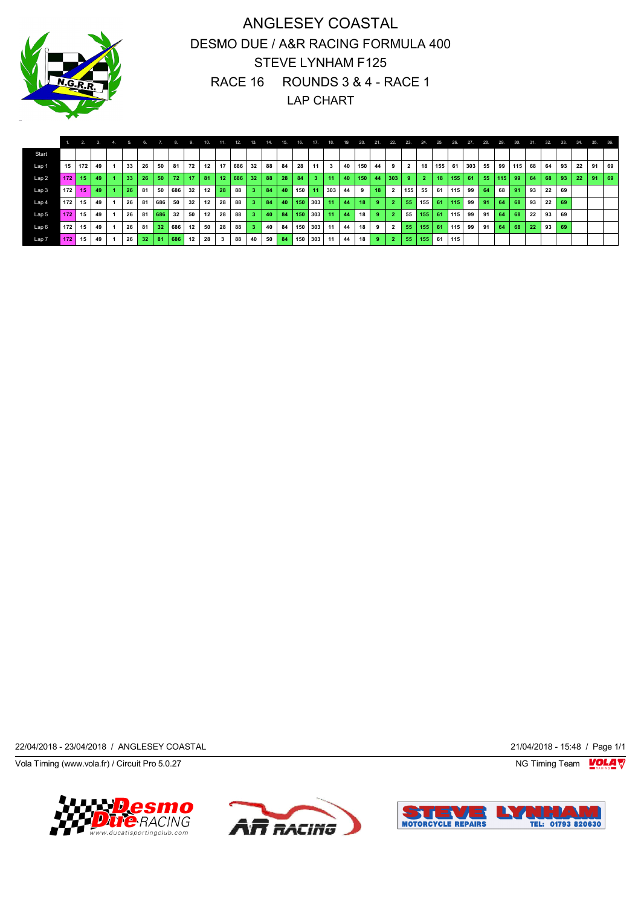# ANGLESEY COASTAL

## DESMO DUE / A&R RACING FORMULA 400

## STEVE LYNHAM F125

## RACE 16 ROUNDS 3 & 4 - RACE 1

## LAP CHART

| | 1. | 2. | 3. | 4. | 5. | 6. | 7. | 8. | 9. | 10. | 11. | 12. | 13. | 14. | 15. | 16. | 17. | 18. | 19. | 20. | 21. | 22. | 23. | 24. | 25. | 26. | 27. | 28. | 29. | 30. | 31. | 32. | 33. | 34. | 35. | 36. |
|---|---|---|---|---|---|---|---|---|---|---|---|---|---|---|---|---|---|---|---|---|---|---|---|---|---|---|---|---|---|---|---|---|---|---|---|---|
| Start | | | | | | | | | | | | | | | | | | | | | | | | | | | | | | | | | | | | |
| Lap 1 | 15 | 172 | 49 | 1 | 33 | 26 | 50 | 81 | 72 | 12 | 17 | 686 | 32 | 88 | 84 | 28 | 11 | 3 | 40 | 150 | 44 | 9 | 2 | 18 | 155 | 61 | 303 | 55 | 99 | 115 | 68 | 64 | 93 | 22 | 91 | 69 |
| Lap 2 | 172 | 15 | 49 | 1 | 33 | 26 | 50 | 72 | 17 | 81 | 12 | 686 | 32 | 88 | 28 | 84 | 3 | 11 | 40 | 150 | 44 | 303 | 9 | 2 | 18 | 155 | 61 | 55 | 115 | 99 | 64 | 68 | 93 | 22 | 91 | 69 |
| Lap 3 | 172 | 15 | 49 | 1 | 26 | 81 | 50 | 686 | 32 | 12 | 28 | 88 | 3 | 84 | 40 | 150 | 11 | 303 | 44 | 9 | 18 | 2 | 155 | 55 | 61 | 115 | 99 | 64 | 68 | 91 | 93 | 22 | 69 | | | |
| Lap 4 | 172 | 15 | 49 | 1 | 26 | 81 | 686 | 50 | 32 | 12 | 28 | 88 | 3 | 84 | 40 | 150 | 303 | 11 | 44 | 18 | 9 | 2 | 55 | 155 | 61 | 115 | 99 | 91 | 64 | 68 | 93 | 22 | 69 | | | |
| Lap 5 | 172 | 15 | 49 | 1 | 26 | 81 | 686 | 32 | 50 | 12 | 28 | 88 | 3 | 40 | 84 | 150 | 303 | 11 | 44 | 18 | 9 | 2 | 55 | 155 | 61 | 115 | 99 | 91 | 64 | 68 | 22 | 93 | 69 | | | |
| Lap 6 | 172 | 15 | 49 | 1 | 26 | 81 | 32 | 686 | 12 | 50 | 28 | 88 | 3 | 40 | 84 | 150 | 303 | 11 | 44 | 18 | 9 | 2 | 55 | 155 | 61 | 115 | 99 | 91 | 64 | 68 | 22 | 93 | 69 | | | |
| Lap 7 | 172 | 15 | 49 | 1 | 26 | 32 | 81 | 686 | 12 | 28 | 3 | 88 | 40 | 50 | 84 | 150 | 303 | 11 | 44 | 18 | 9 | 2 | 55 | 155 | 61 | 115 | | | | | | | | | | |